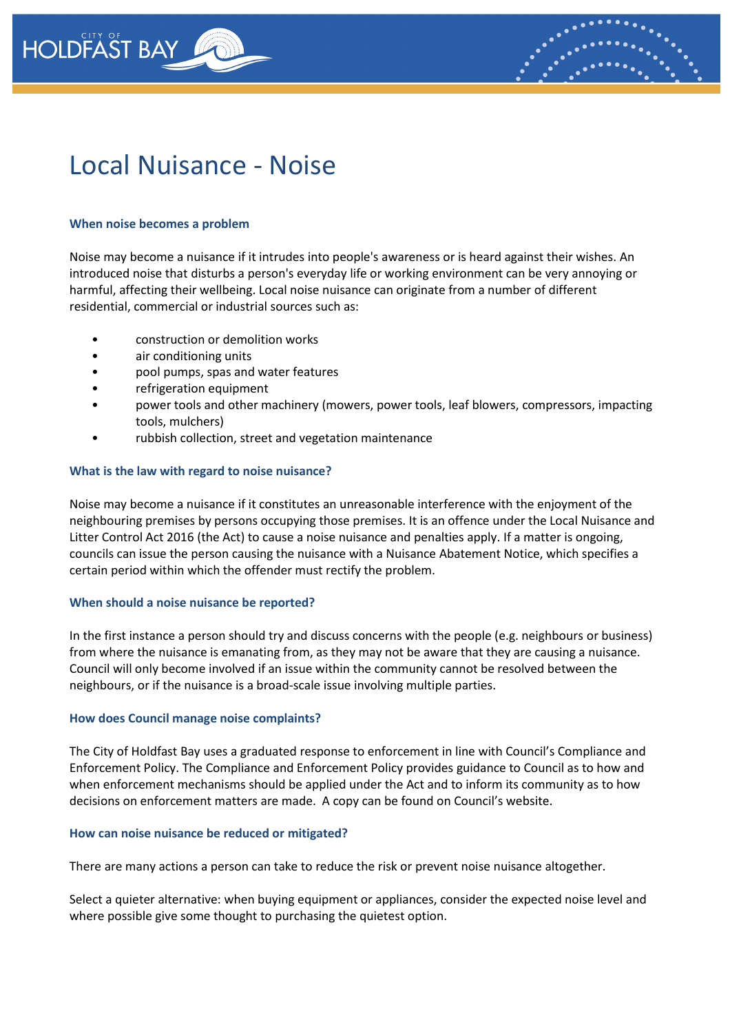# Local Nuisance - Noise

### When noise becomes a problem

Noise may become a nuisance if it intrudes into people's awareness or is heard against their wishes. An introduced noise that disturbs a person's everyday life or working environment can be very annoying or harmful, affecting their wellbeing. Local noise nuisance can originate from a number of different residential, commercial or industrial sources such as:

- construction or demolition works
- air conditioning units
- pool pumps, spas and water features
- refrigeration equipment
- power tools and other machinery (mowers, power tools, leaf blowers, compressors, impacting tools, mulchers)
- rubbish collection, street and vegetation maintenance

### What is the law with regard to noise nuisance?

Noise may become a nuisance if it constitutes an unreasonable interference with the enjoyment of the neighbouring premises by persons occupying those premises. It is an offence under the Local Nuisance and Litter Control Act 2016 (the Act) to cause a noise nuisance and penalties apply. If a matter is ongoing, councils can issue the person causing the nuisance with a Nuisance Abatement Notice, which specifies a certain period within which the offender must rectify the problem.

### When should a noise nuisance be reported?

In the first instance a person should try and discuss concerns with the people (e.g. neighbours or business) from where the nuisance is emanating from, as they may not be aware that they are causing a nuisance. Council will only become involved if an issue within the community cannot be resolved between the neighbours, or if the nuisance is a broad-scale issue involving multiple parties.

### How does Council manage noise complaints?

The City of Holdfast Bay uses a graduated response to enforcement in line with Council's Compliance and Enforcement Policy. The Compliance and Enforcement Policy provides guidance to Council as to how and when enforcement mechanisms should be applied under the Act and to inform its community as to how decisions on enforcement matters are made. A copy can be found on Council's website.

### How can noise nuisance be reduced or mitigated?

There are many actions a person can take to reduce the risk or prevent noise nuisance altogether.

Select a quieter alternative: when buying equipment or appliances, consider the expected noise level and where possible give some thought to purchasing the quietest option.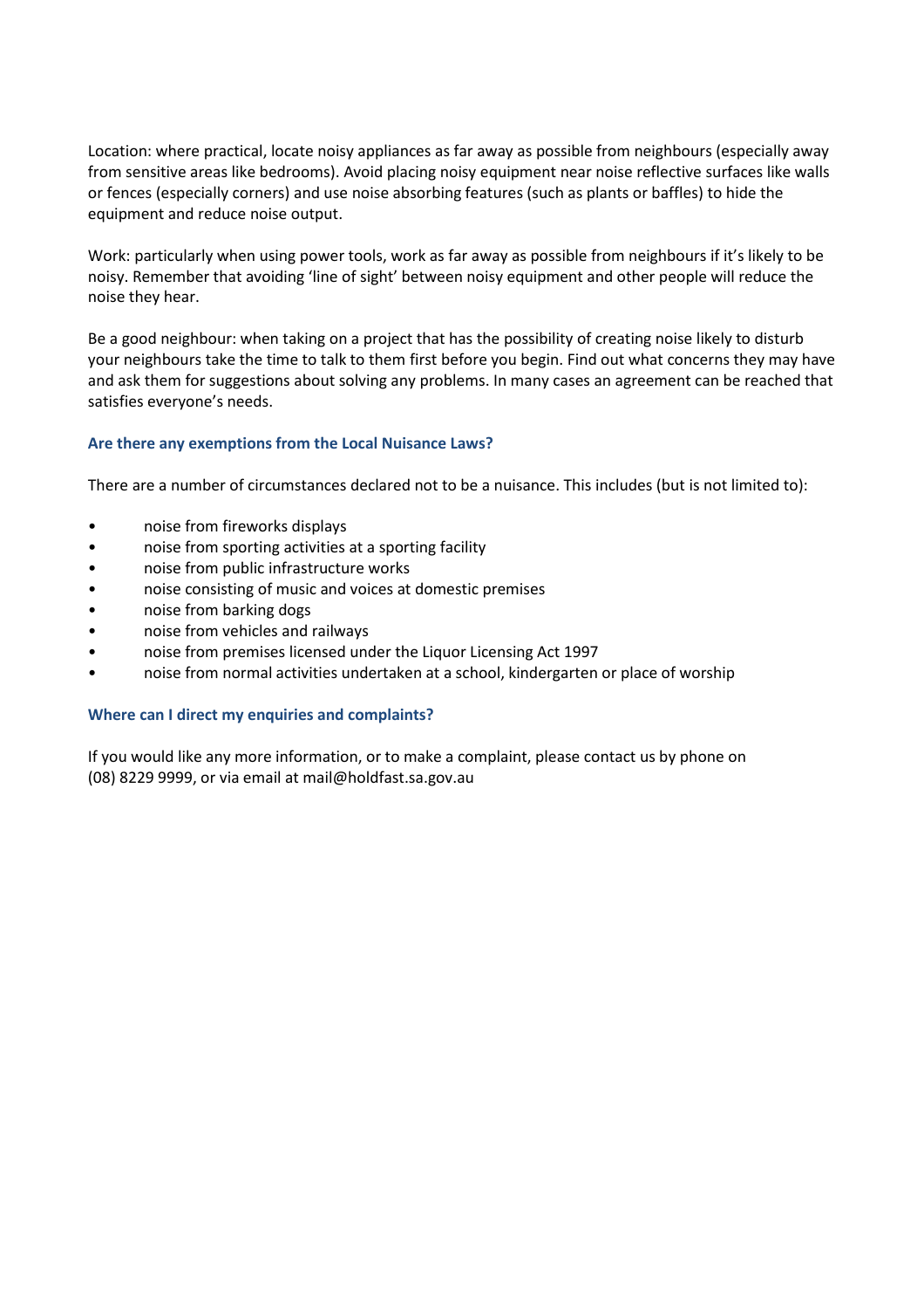Location: where practical, locate noisy appliances as far away as possible from neighbours (especially away from sensitive areas like bedrooms). Avoid placing noisy equipment near noise reflective surfaces like walls or fences (especially corners) and use noise absorbing features (such as plants or baffles) to hide the equipment and reduce noise output.

Work: particularly when using power tools, work as far away as possible from neighbours if it's likely to be noisy. Remember that avoiding 'line of sight' between noisy equipment and other people will reduce the noise they hear.

Be a good neighbour: when taking on a project that has the possibility of creating noise likely to disturb your neighbours take the time to talk to them first before you begin. Find out what concerns they may have and ask them for suggestions about solving any problems. In many cases an agreement can be reached that satisfies everyone's needs.

### Are there any exemptions from the Local Nuisance Laws?

There are a number of circumstances declared not to be a nuisance. This includes (but is not limited to):

- noise from fireworks displays
- noise from sporting activities at a sporting facility
- noise from public infrastructure works
- noise consisting of music and voices at domestic premises
- noise from barking dogs
- noise from vehicles and railways
- noise from premises licensed under the Liquor Licensing Act 1997
- noise from normal activities undertaken at a school, kindergarten or place of worship

### Where can I direct my enquiries and complaints?

If you would like any more information, or to make a complaint, please contact us by phone on (08) 8229 9999, or via email at mail@holdfast.sa.gov.au